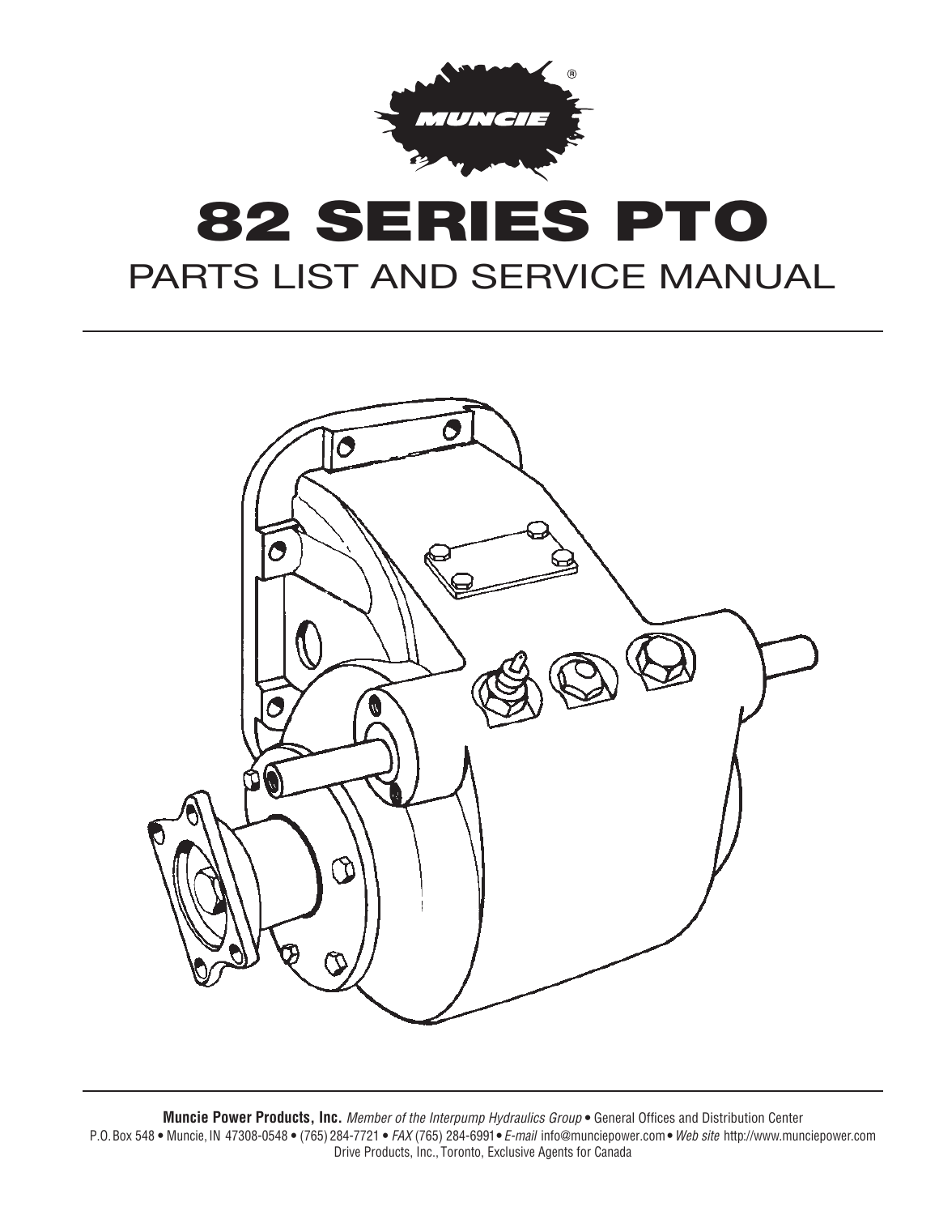# 82 SERIES PTO

## PARTS LIST AND SERVICE MANUAL

**Muncie Power Products, Inc.** *Member of the Interpump Hydraulics Group* • General Offices and Distribution Center
P.O. Box 548 • Muncie, IN 47308-0548 • (765) 284-7721 • *FAX* (765) 284-6991 • *E-mail* info@munciepower.com • *Web site* http://www.munciepower.com
Drive Products, Inc., Toronto, Exclusive Agents for Canada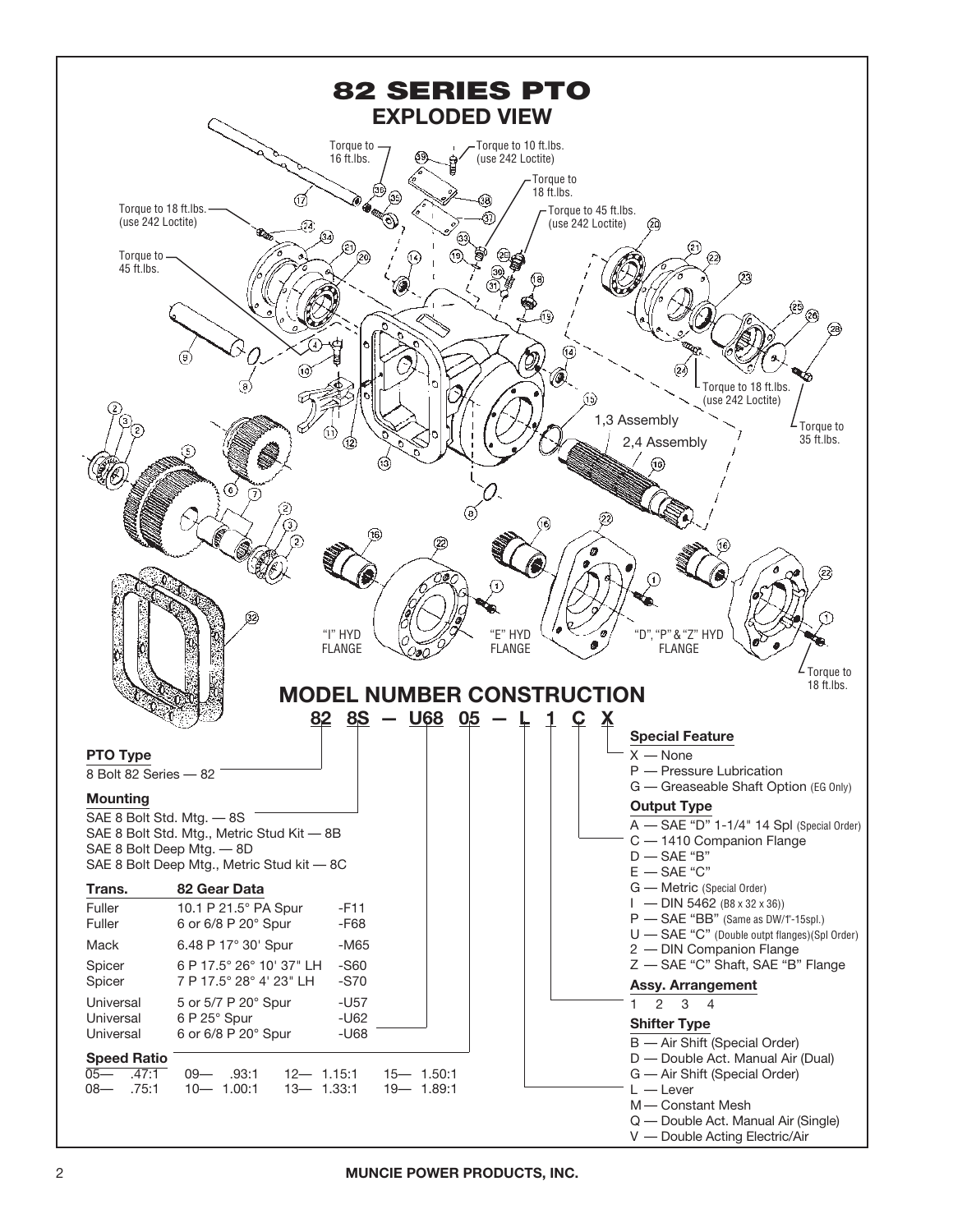# 82 SERIES PTO

## EXPLODED VIEW

Torque to 16 ft.lbs.

Torque to 10 ft.lbs. (use 242 Loctite)

Torque to 18 ft.lbs.

Torque to 18 ft.lbs. (use 242 Loctite)

Torque to 45 ft.lbs. (use 242 Loctite)

Torque to 45 ft.lbs.

Torque to 18 ft.lbs. (use 242 Loctite)

Torque to 35 ft.lbs.

1,3 Assembly

2,4 Assembly

"I" HYD FLANGE

"E" HYD FLANGE

"D", "P" & "Z" HYD FLANGE

Torque to 18 ft.lbs.

## MODEL NUMBER CONSTRUCTION

**82 8S — U68 05 — L 1 C X**

### PTO Type

8 Bolt 82 Series — 82

### Mounting

- SAE 8 Bolt Std. Mtg. — 8S
- SAE 8 Bolt Std. Mtg., Metric Stud Kit — 8B
- SAE 8 Bolt Deep Mtg. — 8D
- SAE 8 Bolt Deep Mtg., Metric Stud kit — 8C

| Trans. | 82 Gear Data | |
|---|---|---|
| Fuller | 10.1 P 21.5° PA Spur | -F11 |
| Fuller | 6 or 6/8 P 20° Spur | -F68 |
| Mack | 6.48 P 17° 30' Spur | -M65 |
| Spicer | 6 P 17.5° 26° 10' 37" LH | -S60 |
| Spicer | 7 P 17.5° 28° 4' 23" LH | -S70 |
| Universal | 5 or 5/7 P 20° Spur | -U57 |
| Universal | 6 P 25° Spur | -U62 |
| Universal | 6 or 6/8 P 20° Spur | -U68 |

### Speed Ratio

| | | | |
|---|---|---|---|
| 05— .47:1 | 09— .93:1 | 12— 1.15:1 | 15— 1.50:1 |
| 08— .75:1 | 10— 1.00:1 | 13— 1.33:1 | 19— 1.89:1 |

### Special Feature

- X — None
- P — Pressure Lubrication
- G — Greaseable Shaft Option (EG Only)

### Output Type

- A — SAE "D" 1-1/4" 14 Spl (Special Order)
- C — 1410 Companion Flange
- D — SAE "B"
- E — SAE "C"
- G — Metric (Special Order)
- I — DIN 5462 (B8 x 32 x 36))
- P — SAE "BB" (Same as DW/1"-15spl.)
- U — SAE "C" (Double outpt flanges)(Spl Order)
- 2 — DIN Companion Flange
- Z — SAE "C" Shaft, SAE "B" Flange

### Assy. Arrangement

1 2 3 4

### Shifter Type

- B — Air Shift (Special Order)
- D — Double Act. Manual Air (Dual)
- G — Air Shift (Special Order)
- L — Lever
- M — Constant Mesh
- Q — Double Act. Manual Air (Single)
- V — Double Acting Electric/Air

MUNCIE POWER PRODUCTS, INC.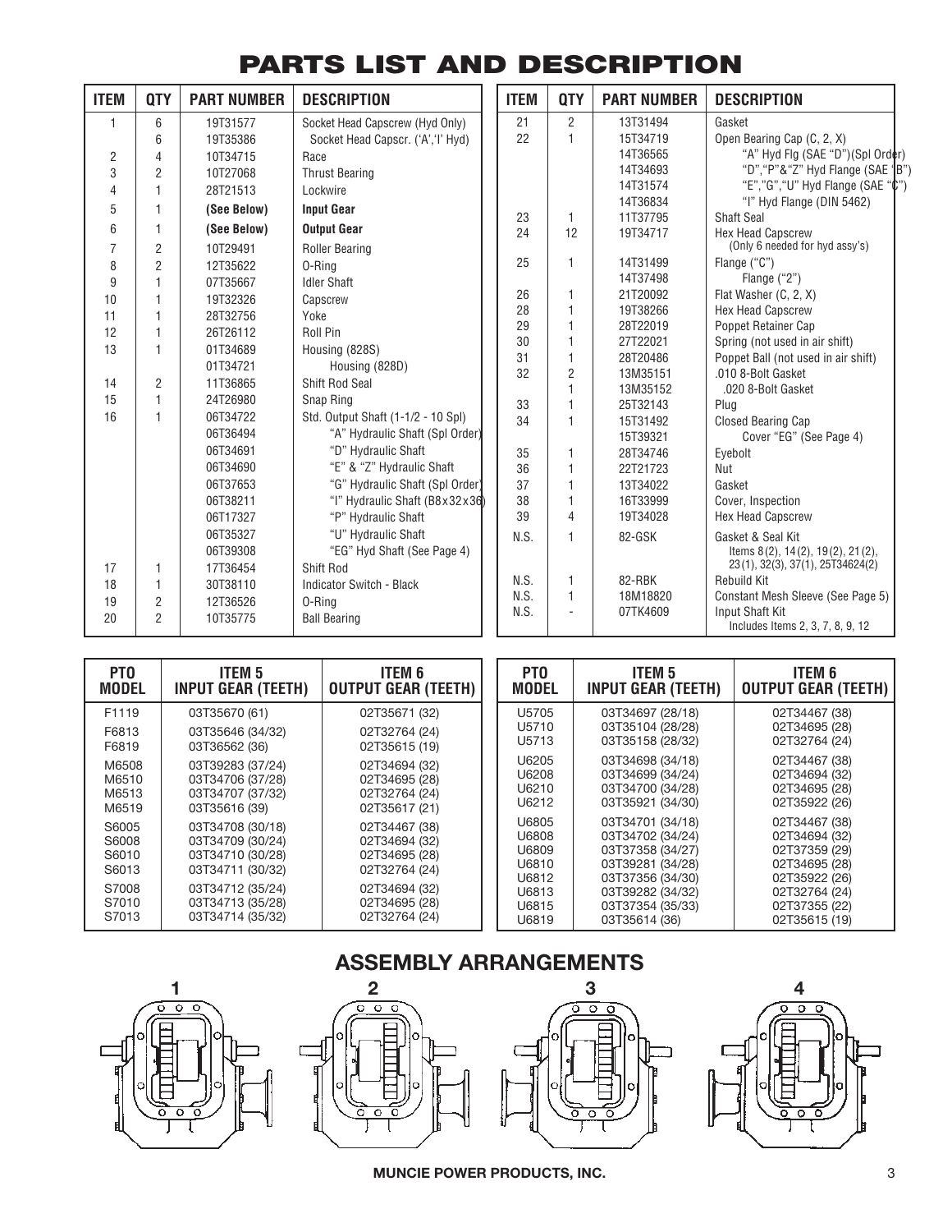# PARTS LIST AND DESCRIPTION

| ITEM | QTY | PART NUMBER | DESCRIPTION |
|---|---|---|---|
| 1 | 6 | 19T31577 | Socket Head Capscrew (Hyd Only) |
| | 6 | 19T35386 | Socket Head Capscr. ('A','I' Hyd) |
| 2 | 4 | 10T34715 | Race |
| 3 | 2 | 10T27068 | Thrust Bearing |
| 4 | 1 | 28T21513 | Lockwire |
| 5 | 1 | **(See Below)** | **Input Gear** |
| 6 | 1 | **(See Below)** | **Output Gear** |
| 7 | 2 | 10T29491 | Roller Bearing |
| 8 | 2 | 12T35622 | O-Ring |
| 9 | 1 | 07T35667 | Idler Shaft |
| 10 | 1 | 19T32326 | Capscrew |
| 11 | 1 | 28T32756 | Yoke |
| 12 | 1 | 26T26112 | Roll Pin |
| 13 | 1 | 01T34689 | Housing (828S) |
| | | 01T34721 | Housing (828D) |
| 14 | 2 | 11T36865 | Shift Rod Seal |
| 15 | 1 | 24T26980 | Snap Ring |
| 16 | 1 | 06T34722 | Std. Output Shaft (1-1/2 - 10 Spl) |
| | | 06T36494 | "A" Hydraulic Shaft (Spl Order) |
| | | 06T34691 | "D" Hydraulic Shaft |
| | | 06T34690 | "E" & "Z" Hydraulic Shaft |
| | | 06T37653 | "G" Hydraulic Shaft (Spl Order) |
| | | 06T38211 | "I" Hydraulic Shaft (B8x32x36) |
| | | 06T17327 | "P" Hydraulic Shaft |
| | | 06T35327 | "U" Hydraulic Shaft |
| | | 06T39308 | "EG" Hyd Shaft (See Page 4) |
| 17 | 1 | 17T36454 | Shift Rod |
| 18 | 1 | 30T38110 | Indicator Switch - Black |
| 19 | 2 | 12T36526 | O-Ring |
| 20 | 2 | 10T35775 | Ball Bearing |
| 21 | 2 | 13T31494 | Gasket |
| 22 | 1 | 15T34719 | Open Bearing Cap (C, 2, X) |
| | | 14T36565 | "A" Hyd Flg (SAE "D")(Spl Order) |
| | | 14T34693 | "D","P"&"Z" Hyd Flange (SAE "B") |
| | | 14T31574 | "E","G","U" Hyd Flange (SAE "C") |
| | | 14T36834 | "I" Hyd Flange (DIN 5462) |
| 23 | 1 | 11T37795 | Shaft Seal |
| 24 | 12 | 19T34717 | Hex Head Capscrew (Only 6 needed for hyd assy's) |
| 25 | 1 | 14T31499 | Flange ("C") |
| | | 14T37498 | Flange ("2") |
| 26 | 1 | 21T20092 | Flat Washer (C, 2, X) |
| 28 | 1 | 19T38266 | Hex Head Capscrew |
| 29 | 1 | 28T22019 | Poppet Retainer Cap |
| 30 | 1 | 27T22021 | Spring (not used in air shift) |
| 31 | 1 | 28T20486 | Poppet Ball (not used in air shift) |
| 32 | 2 | 13M35151 | .010 8-Bolt Gasket |
| | 1 | 13M35152 | .020 8-Bolt Gasket |
| 33 | 1 | 25T32143 | Plug |
| 34 | 1 | 15T31492 | Closed Bearing Cap |
| | | 15T39321 | Cover "EG" (See Page 4) |
| 35 | 1 | 28T34746 | Eyebolt |
| 36 | 1 | 22T21723 | Nut |
| 37 | 1 | 13T34022 | Gasket |
| 38 | 1 | 16T33999 | Cover, Inspection |
| 39 | 4 | 19T34028 | Hex Head Capscrew |
| N.S. | 1 | 82-GSK | Gasket & Seal Kit Items 8(2), 14(2), 19(2), 21(2), 23(1), 32(3), 37(1), 25T34624(2) |
| N.S. | 1 | 82-RBK | Rebuild Kit |
| N.S. | 1 | 18M18820 | Constant Mesh Sleeve (See Page 5) |
| N.S. | - | 07TK4609 | Input Shaft Kit Includes Items 2, 3, 7, 8, 9, 12 |

| PTO MODEL | ITEM 5 INPUT GEAR (TEETH) | ITEM 6 OUTPUT GEAR (TEETH) |
|---|---|---|
| F1119 | 03T35670 (61) | 02T35671 (32) |
| F6813 | 03T35646 (34/32) | 02T32764 (24) |
| F6819 | 03T36562 (36) | 02T35615 (19) |
| M6508 | 03T39283 (37/24) | 02T34694 (32) |
| M6510 | 03T34706 (37/28) | 02T34695 (28) |
| M6513 | 03T34707 (37/32) | 02T32764 (24) |
| M6519 | 03T35616 (39) | 02T35617 (21) |
| S6005 | 03T34708 (30/18) | 02T34467 (38) |
| S6008 | 03T34709 (30/24) | 02T34694 (32) |
| S6010 | 03T34710 (30/28) | 02T34695 (28) |
| S6013 | 03T34711 (30/32) | 02T32764 (24) |
| S7008 | 03T34712 (35/24) | 02T34694 (32) |
| S7010 | 03T34713 (35/28) | 02T34695 (28) |
| S7013 | 03T34714 (35/32) | 02T32764 (24) |
| U5705 | 03T34697 (28/18) | 02T34467 (38) |
| U5710 | 03T35104 (28/28) | 02T34695 (28) |
| U5713 | 03T35158 (28/32) | 02T32764 (24) |
| U6205 | 03T34698 (34/18) | 02T34467 (38) |
| U6208 | 03T34699 (34/24) | 02T34694 (32) |
| U6210 | 03T34700 (34/28) | 02T34695 (28) |
| U6212 | 03T35921 (34/30) | 02T35922 (26) |
| U6805 | 03T34701 (34/18) | 02T34467 (38) |
| U6808 | 03T34702 (34/24) | 02T34694 (32) |
| U6809 | 03T37358 (34/27) | 02T37359 (29) |
| U6810 | 03T39281 (34/28) | 02T34695 (28) |
| U6812 | 03T37356 (34/30) | 02T35922 (26) |
| U6813 | 03T39282 (34/32) | 02T32764 (24) |
| U6815 | 03T37354 (35/33) | 02T37355 (22) |
| U6819 | 03T35614 (36) | 02T35615 (19) |

## ASSEMBLY ARRANGEMENTS

1 2 3 4

MUNCIE POWER PRODUCTS, INC.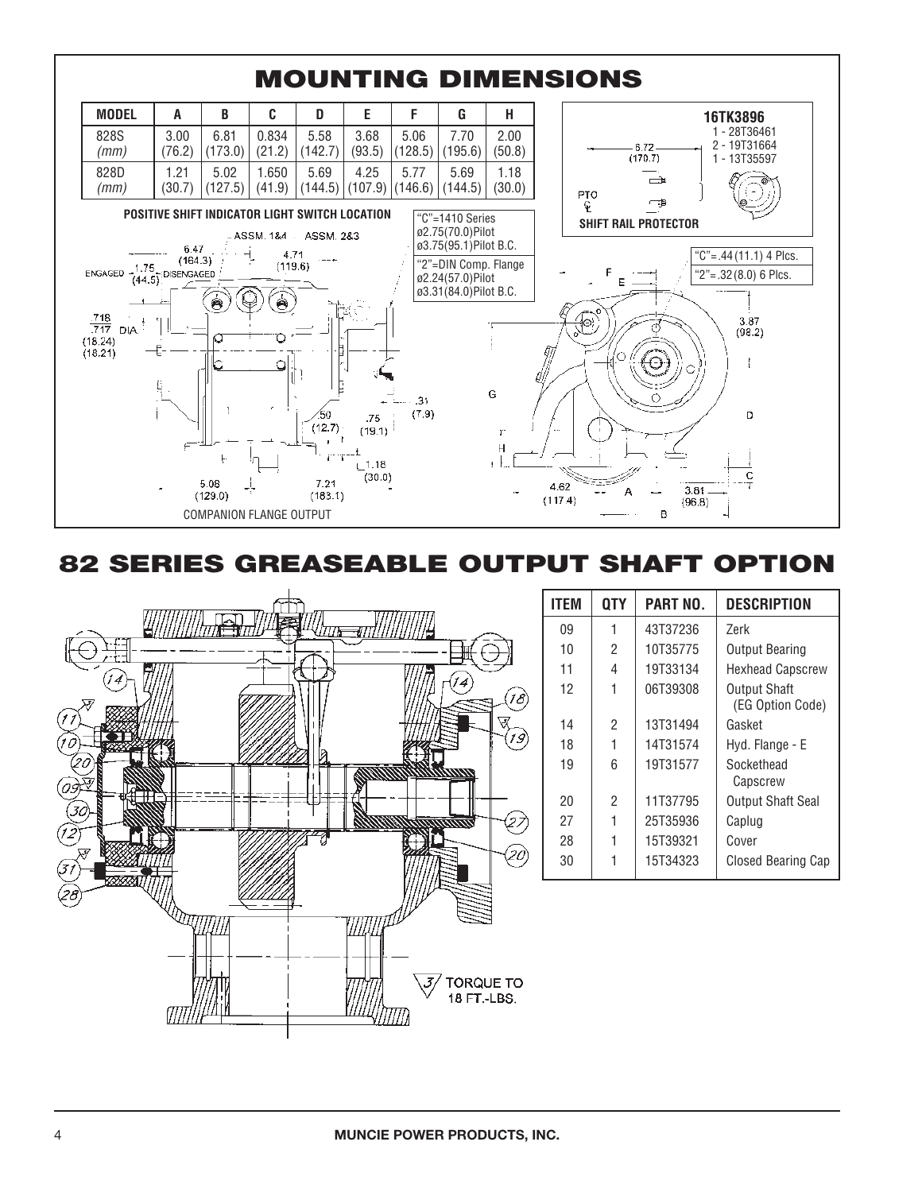# MOUNTING DIMENSIONS

| MODEL | A | B | C | D | E | F | G | H |
|---|---|---|---|---|---|---|---|---|
| 828S | 3.00 | 6.81 | 0.834 | 5.58 | 3.68 | 5.06 | 7.70 | 2.00 |
| *(mm)* | (76.2) | (173.0) | (21.2) | (142.7) | (93.5) | (128.5) | (195.6) | (50.8) |
| 828D | 1.21 | 5.02 | 1.650 | 5.69 | 4.25 | 5.77 | 5.69 | 1.18 |
| *(mm)* | (30.7) | (127.5) | (41.9) | (144.5) | (107.9) | (146.6) | (144.5) | (30.0) |

**16TK3896**
1 - 28T36461
2 - 19T31664
1 - 13T35597

**SHIFT RAIL PROTECTOR**

**POSITIVE SHIFT INDICATOR LIGHT SWITCH LOCATION**

"C"=1410 Series
ø2.75(70.0)Pilot
ø3.75(95.1)Pilot B.C.

"2"=DIN Comp. Flange
ø2.24(57.0)Pilot
ø3.31(84.0)Pilot B.C.

"C"=.44(11.1) 4 Plcs.
"2"=.32(8.0) 6 Plcs.

COMPANION FLANGE OUTPUT

# 82 SERIES GREASEABLE OUTPUT SHAFT OPTION

| ITEM | QTY | PART NO. | DESCRIPTION |
|---|---|---|---|
| 09 | 1 | 43T37236 | Zerk |
| 10 | 2 | 10T35775 | Output Bearing |
| 11 | 4 | 19T33134 | Hexhead Capscrew |
| 12 | 1 | 06T39308 | Output Shaft (EG Option Code) |
| 14 | 2 | 13T31494 | Gasket |
| 18 | 1 | 14T31574 | Hyd. Flange - E |
| 19 | 6 | 19T31577 | Sockethead Capscrew |
| 20 | 2 | 11T37795 | Output Shaft Seal |
| 27 | 1 | 25T35936 | Caplug |
| 28 | 1 | 15T39321 | Cover |
| 30 | 1 | 15T34323 | Closed Bearing Cap |

3 TORQUE TO 18 FT.-LBS.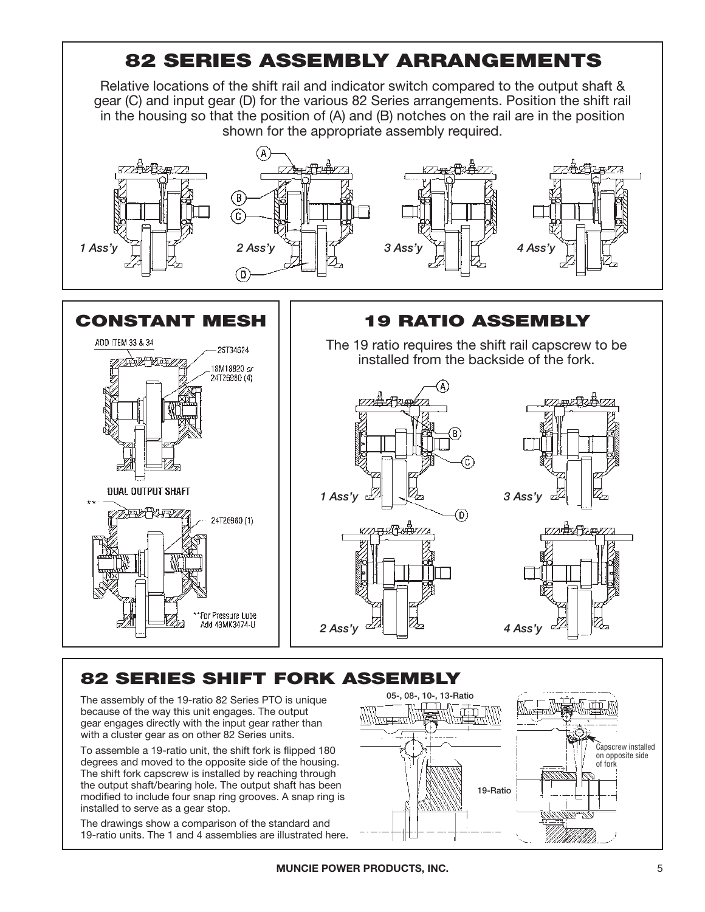# 82 SERIES ASSEMBLY ARRANGEMENTS

Relative locations of the shift rail and indicator switch compared to the output shaft & gear (C) and input gear (D) for the various 82 Series arrangements. Position the shift rail in the housing so that the position of (A) and (B) notches on the rail are in the position shown for the appropriate assembly required.

A B C D

*1 Ass'y* *2 Ass'y* *3 Ass'y* *4 Ass'y*

# CONSTANT MESH

ADD ITEM 33 & 34

25T34624

18M18820 *or* 24T26980 (4)

DUAL OUTPUT SHAFT

**

24T26980 (1)

**For Pressure Lube Add 43MK3474-U

# 19 RATIO ASSEMBLY

The 19 ratio requires the shift rail capscrew to be installed from the backside of the fork.

A B C D

*1 Ass'y* *3 Ass'y* *2 Ass'y* *4 Ass'y*

# 82 SERIES SHIFT FORK ASSEMBLY

The assembly of the 19-ratio 82 Series PTO is unique because of the way this unit engages. The output gear engages directly with the input gear rather than with a cluster gear as on other 82 Series units.

To assemble a 19-ratio unit, the shift fork is flipped 180 degrees and moved to the opposite side of the housing. The shift fork capscrew is installed by reaching through the output shaft/bearing hole. The output shaft has been modified to include four snap ring grooves. A snap ring is installed to serve as a gear stop.

The drawings show a comparison of the standard and 19-ratio units. The 1 and 4 assemblies are illustrated here.

05-, 08-, 10-, 13-Ratio

19-Ratio

Capscrew installed on opposite side of fork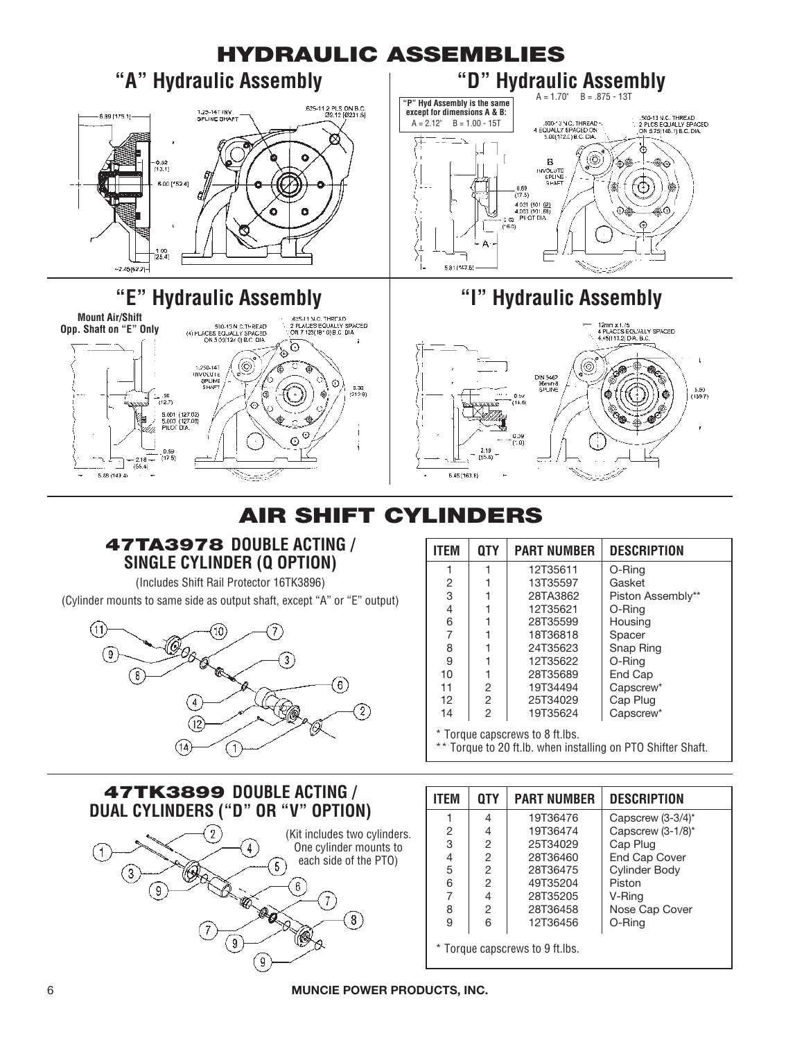# HYDRAULIC ASSEMBLIES

## "A" Hydraulic Assembly

## "D" Hydraulic Assembly

A = 1.70"  B = .875 - 13T

**"P" Hyd Assembly is the same except for dimensions A & B:**
A = 2.12"  B = 1.00 - 15T

## "E" Hydraulic Assembly

**Mount Air/Shift Opp. Shaft on "E" Only**

## "I" Hydraulic Assembly

# AIR SHIFT CYLINDERS

## 47TA3978 DOUBLE ACTING / SINGLE CYLINDER (Q OPTION)

(Includes Shift Rail Protector 16TK3896)

(Cylinder mounts to same side as output shaft, except "A" or "E" output)

| ITEM | QTY | PART NUMBER | DESCRIPTION |
|---|---|---|---|
| 1 | 1 | 12T35611 | O-Ring |
| 2 | 1 | 13T35597 | Gasket |
| 3 | 1 | 28TA3862 | Piston Assembly** |
| 4 | 1 | 12T35621 | O-Ring |
| 6 | 1 | 28T35599 | Housing |
| 7 | 1 | 18T36818 | Spacer |
| 8 | 1 | 24T35623 | Snap Ring |
| 9 | 1 | 12T35622 | O-Ring |
| 10 | 1 | 28T35689 | End Cap |
| 11 | 2 | 19T34494 | Capscrew* |
| 12 | 2 | 25T34029 | Cap Plug |
| 14 | 2 | 19T35624 | Capscrew* |

\* Torque capscrews to 8 ft.lbs.
\*\* Torque to 20 ft.lb. when installing on PTO Shifter Shaft.

## 47TK3899 DOUBLE ACTING / DUAL CYLINDERS ("D" OR "V" OPTION)

(Kit includes two cylinders. One cylinder mounts to each side of the PTO)

| ITEM | QTY | PART NUMBER | DESCRIPTION |
|---|---|---|---|
| 1 | 4 | 19T36476 | Capscrew (3-3/4)* |
| 2 | 4 | 19T36474 | Capscrew (3-1/8)* |
| 3 | 2 | 25T34029 | Cap Plug |
| 4 | 2 | 28T36460 | End Cap Cover |
| 5 | 2 | 28T36475 | Cylinder Body |
| 6 | 2 | 49T35204 | Piston |
| 7 | 4 | 28T35205 | V-Ring |
| 8 | 2 | 28T36458 | Nose Cap Cover |
| 9 | 6 | 12T36456 | O-Ring |

\* Torque capscrews to 9 ft.lbs.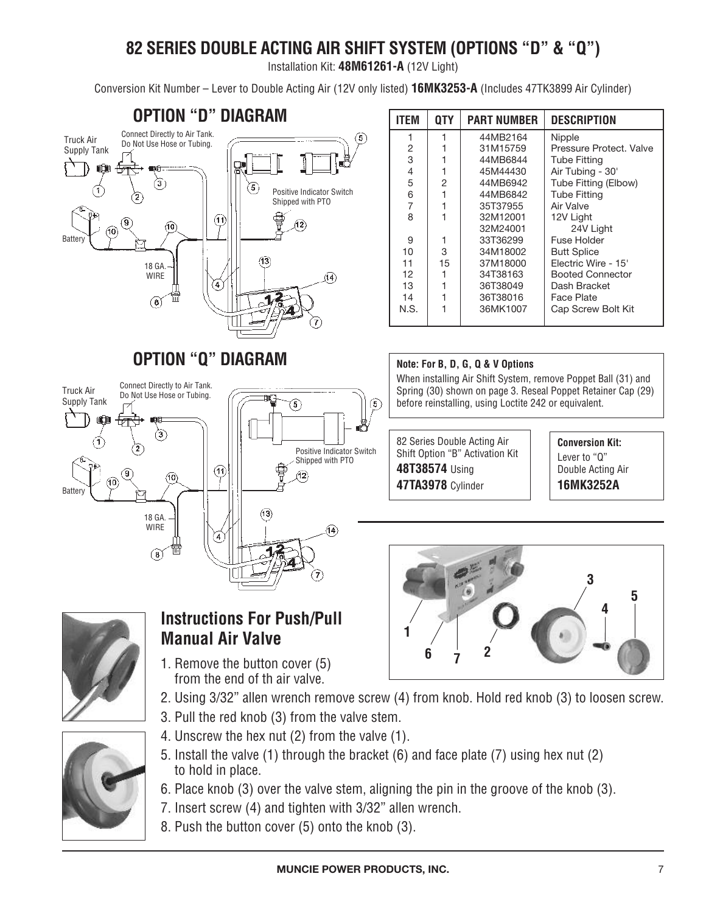# 82 SERIES DOUBLE ACTING AIR SHIFT SYSTEM (OPTIONS "D" & "Q")

Installation Kit: **48M61261-A** (12V Light)

Conversion Kit Number – Lever to Double Acting Air (12V only listed) **16MK3253-A** (Includes 47TK3899 Air Cylinder)

## OPTION "D" DIAGRAM

Truck Air Supply Tank

Connect Directly to Air Tank. Do Not Use Hose or Tubing.

Positive Indicator Switch Shipped with PTO

Battery

18 GA. WIRE

| ITEM | QTY | PART NUMBER | DESCRIPTION |
|---|---|---|---|
| 1 | 1 | 44MB2164 | Nipple |
| 2 | 1 | 31M15759 | Pressure Protect. Valve |
| 3 | 1 | 44MB6844 | Tube Fitting |
| 4 | 1 | 45M44430 | Air Tubing - 30' |
| 5 | 2 | 44MB6942 | Tube Fitting (Elbow) |
| 6 | 1 | 44MB6842 | Tube Fitting |
| 7 | 1 | 35T37955 | Air Valve |
| 8 | 1 | 32M12001 | 12V Light |
| | | 32M24001 | 24V Light |
| 9 | 1 | 33T36299 | Fuse Holder |
| 10 | 3 | 34M18002 | Butt Splice |
| 11 | 15 | 37M18000 | Electric Wire - 15' |
| 12 | 1 | 34T38163 | Booted Connector |
| 13 | 1 | 36T38049 | Dash Bracket |
| 14 | 1 | 36T38016 | Face Plate |
| N.S. | 1 | 36MK1007 | Cap Screw Bolt Kit |

## OPTION "Q" DIAGRAM

Truck Air Supply Tank

Connect Directly to Air Tank. Do Not Use Hose or Tubing.

Positive Indicator Switch Shipped with PTO

Battery

18 GA. WIRE

**Note: For B, D, G, Q & V Options**

When installing Air Shift System, remove Poppet Ball (31) and Spring (30) shown on page 3. Reseal Poppet Retainer Cap (29) before reinstalling, using Loctite 242 or equivalent.

82 Series Double Acting Air Shift Option "B" Activation Kit **48T38574** Using **47TA3978** Cylinder

**Conversion Kit:** Lever to "Q" Double Acting Air **16MK3252A**

## Instructions For Push/Pull Manual Air Valve

1. Remove the button cover (5) from the end of th air valve.
2. Using 3/32" allen wrench remove screw (4) from knob. Hold red knob (3) to loosen screw.
3. Pull the red knob (3) from the valve stem.
4. Unscrew the hex nut (2) from the valve (1).
5. Install the valve (1) through the bracket (6) and face plate (7) using hex nut (2) to hold in place.
6. Place knob (3) over the valve stem, aligning the pin in the groove of the knob (3).
7. Insert screw (4) and tighten with 3/32" allen wrench.
8. Push the button cover (5) onto the knob (3).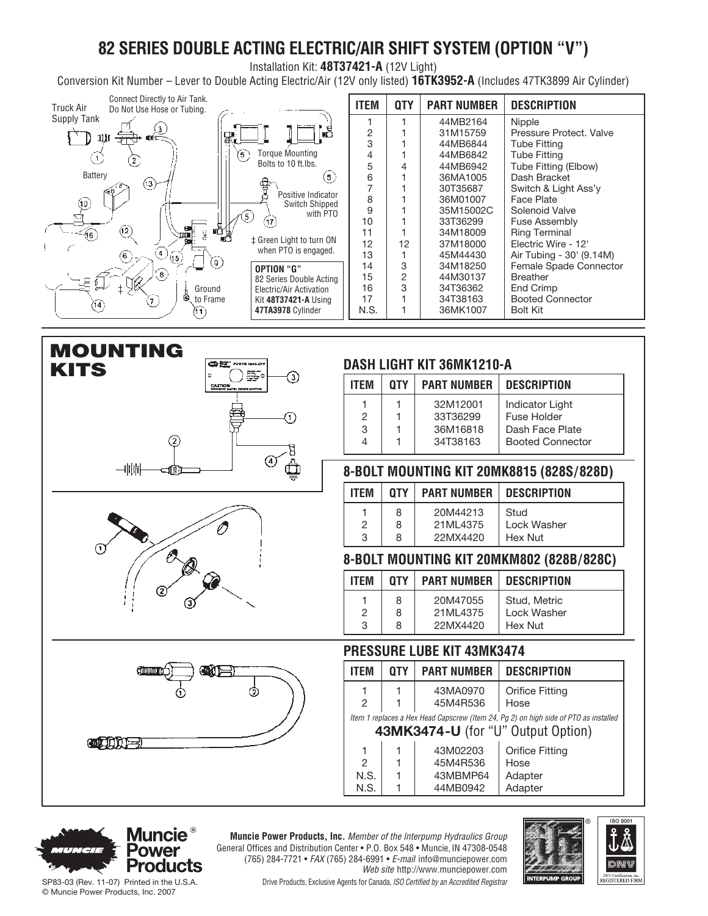# 82 SERIES DOUBLE ACTING ELECTRIC/AIR SHIFT SYSTEM (OPTION "V")

Installation Kit: **48T37421-A** (12V Light)

Conversion Kit Number – Lever to Double Acting Electric/Air (12V only listed) **16TK3952-A** (Includes 47TK3899 Air Cylinder)

Truck Air Supply Tank

Connect Directly to Air Tank. Do Not Use Hose or Tubing.

Battery

Torque Mounting Bolts to 10 ft.lbs.

Positive Indicator Switch Shipped with PTO

‡ Green Light to turn ON when PTO is engaged.

Ground to Frame

**OPTION "G"**
82 Series Double Acting Electric/Air Activation Kit **48T37421-A** Using **47TA3978** Cylinder

| ITEM | QTY | PART NUMBER | DESCRIPTION |
|---|---|---|---|
| 1 | 1 | 44MB2164 | Nipple |
| 2 | 1 | 31M15759 | Pressure Protect. Valve |
| 3 | 1 | 44MB6844 | Tube Fitting |
| 4 | 1 | 44MB6842 | Tube Fitting |
| 5 | 4 | 44MB6942 | Tube Fitting (Elbow) |
| 6 | 1 | 36MA1005 | Dash Bracket |
| 7 | 1 | 30T35687 | Switch & Light Ass'y |
| 8 | 1 | 36M01007 | Face Plate |
| 9 | 1 | 35M15002C | Solenoid Valve |
| 10 | 1 | 33T36299 | Fuse Assembly |
| 11 | 1 | 34M18009 | Ring Terminal |
| 12 | 12 | 37M18000 | Electric Wire - 12' |
| 13 | 1 | 45M44430 | Air Tubing - 30' (9.14M) |
| 14 | 3 | 34M18250 | Female Spade Connector |
| 15 | 2 | 44M30137 | Breather |
| 16 | 3 | 34T36362 | End Crimp |
| 17 | 1 | 34T38163 | Booted Connector |
| N.S. | 1 | 36MK1007 | Bolt Kit |

## MOUNTING KITS

### DASH LIGHT KIT 36MK1210-A

| ITEM | QTY | PART NUMBER | DESCRIPTION |
|---|---|---|---|
| 1 | 1 | 32M12001 | Indicator Light |
| 2 | 1 | 33T36299 | Fuse Holder |
| 3 | 1 | 36M16818 | Dash Face Plate |
| 4 | 1 | 34T38163 | Booted Connector |

### 8-BOLT MOUNTING KIT 20MK8815 (828S/828D)

| ITEM | QTY | PART NUMBER | DESCRIPTION |
|---|---|---|---|
| 1 | 8 | 20M44213 | Stud |
| 2 | 8 | 21ML4375 | Lock Washer |
| 3 | 8 | 22MX4420 | Hex Nut |

### 8-BOLT MOUNTING KIT 20MKM802 (828B/828C)

| ITEM | QTY | PART NUMBER | DESCRIPTION |
|---|---|---|---|
| 1 | 8 | 20M47055 | Stud, Metric |
| 2 | 8 | 21ML4375 | Lock Washer |
| 3 | 8 | 22MX4420 | Hex Nut |

### PRESSURE LUBE KIT 43MK3474

| ITEM | QTY | PART NUMBER | DESCRIPTION |
|---|---|---|---|
| 1 | 1 | 43MA0970 | Orifice Fitting |
| 2 | 1 | 45M4R536 | Hose |

*Item 1 replaces a Hex Head Capscrew (Item 24, Pg 2) on high side of PTO as installed*

**43MK3474-U** (for "U" Output Option)

| ITEM | QTY | PART NUMBER | DESCRIPTION |
|---|---|---|---|
| 1 | 1 | 43M02203 | Orifice Fitting |
| 2 | 1 | 45M4R536 | Hose |
| N.S. | 1 | 43MBMP64 | Adapter |
| N.S. | 1 | 44MB0942 | Adapter |

Muncie® Power Products

**Muncie Power Products, Inc.** *Member of the Interpump Hydraulics Group*
General Offices and Distribution Center • P.O. Box 548 • Muncie, IN 47308-0548
(765) 284-7721 • *FAX* (765) 284-6991 • *E-mail* info@munciepower.com
*Web site* http://www.munciepower.com
Drive Products, Exclusive Agents for Canada, *ISO Certified by an Accredited Registrar*

SP83-03 (Rev. 11-07) Printed in the U.S.A.
© Muncie Power Products, Inc. 2007